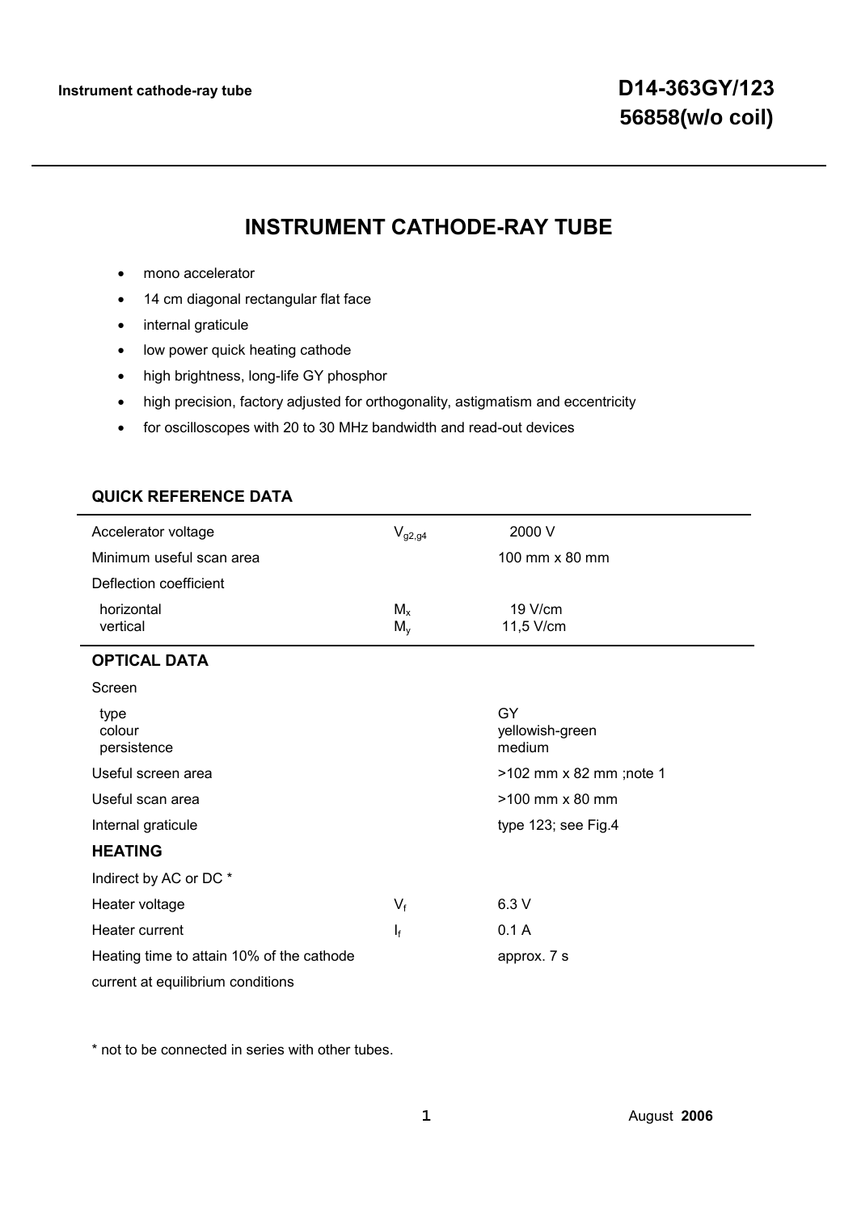Instrument cathode-ray tube

# D14-363GY/123
# 56858(w/o coil)

## INSTRUMENT CATHODE-RAY TUBE

- mono accelerator
- 14 cm diagonal rectangular flat face
- internal graticule
- low power quick heating cathode
- high brightness, long-life GY phosphor
- high precision, factory adjusted for orthogonality, astigmatism and eccentricity
- for oscilloscopes with 20 to 30 MHz bandwidth and read-out devices

### QUICK REFERENCE DATA

| | | |
|---|---|---|
| Accelerator voltage | $V_{g2,g4}$ | 2000 V |
| Minimum useful scan area | | 100 mm x 80 mm |
| Deflection coefficient | | |
| horizontal | $M_x$ | 19 V/cm |
| vertical | $M_y$ | 11,5 V/cm |

### OPTICAL DATA

| | | |
|---|---|---|
| Screen | | |
| type | | GY |
| colour | | yellowish-green |
| persistence | | medium |
| Useful screen area | | >102 mm x 82 mm ;note 1 |
| Useful scan area | | >100 mm x 80 mm |
| Internal graticule | | type 123; see Fig.4 |

### HEATING

| | | |
|---|---|---|
| Indirect by AC or DC * | | |
| Heater voltage | $V_f$ | 6.3 V |
| Heater current | $I_f$ | 0.1 A |
| Heating time to attain 10% of the cathode current at equilibrium conditions | | approx. 7 s |

* not to be connected in series with other tubes.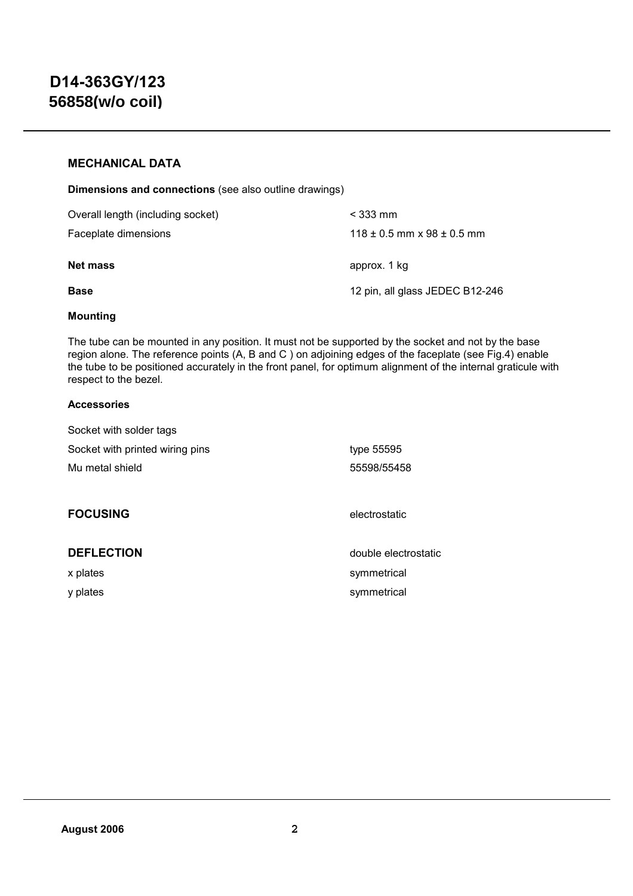## MECHANICAL DATA

**Dimensions and connections** (see also outline drawings)

| | |
|---|---|
| Overall length (including socket) | < 333 mm |
| Faceplate dimensions | 118 ± 0.5 mm x 98 ± 0.5 mm |
| **Net mass** | approx. 1 kg |
| **Base** | 12 pin, all glass JEDEC B12-246 |

**Mounting**

The tube can be mounted in any position. It must not be supported by the socket and not by the base region alone. The reference points (A, B and C ) on adjoining edges of the faceplate (see Fig.4) enable the tube to be positioned accurately in the front panel, for optimum alignment of the internal graticule with respect to the bezel.

**Accessories**

| | |
|---|---|
| Socket with solder tags | |
| Socket with printed wiring pins | type 55595 |
| Mu metal shield | 55598/55458 |

| | |
|---|---|
| **FOCUSING** | electrostatic |
| **DEFLECTION** | double electrostatic |
| x plates | symmetrical |
| y plates | symmetrical |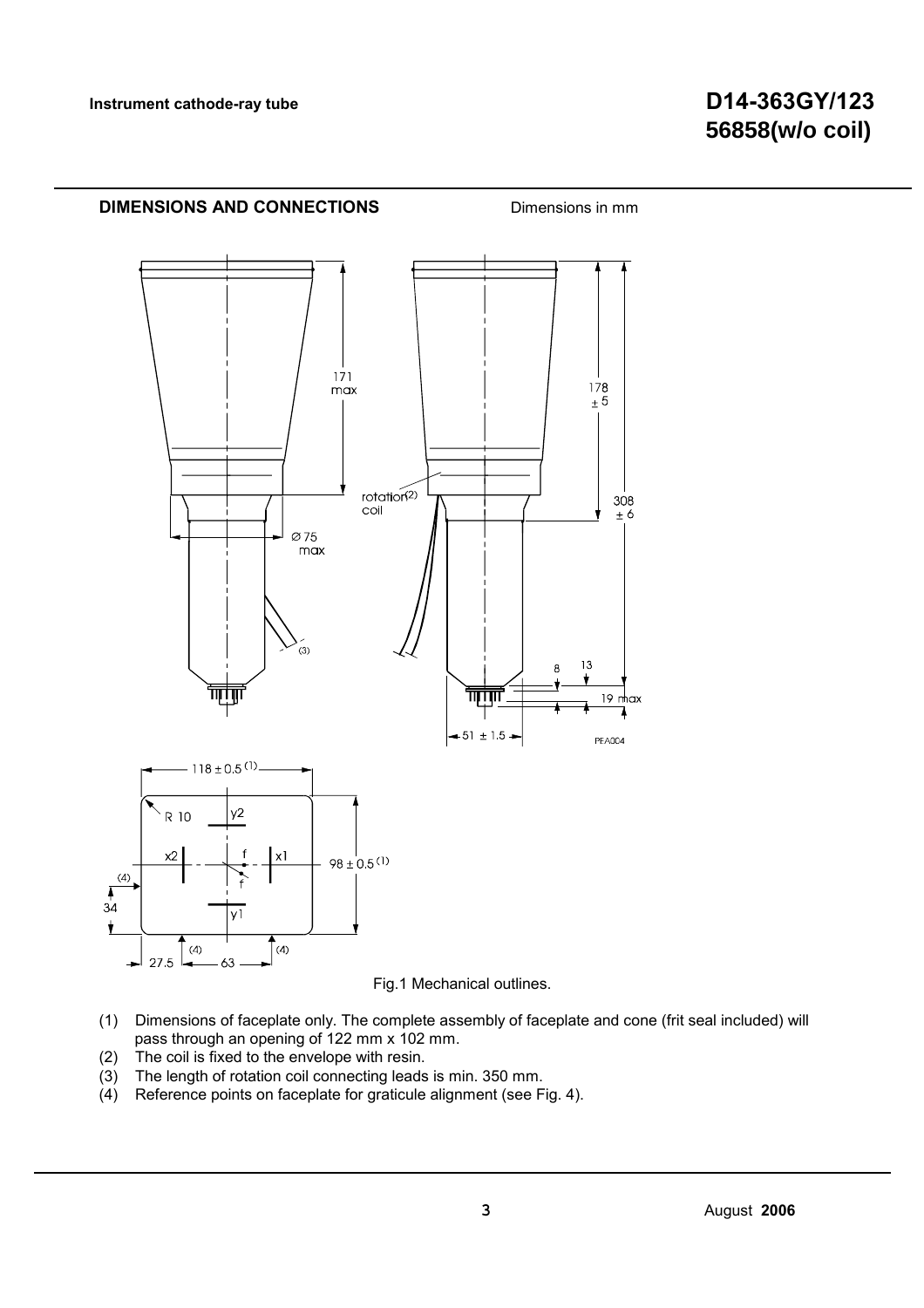## DIMENSIONS AND CONNECTIONS

Dimensions in mm

171 max

178 ± 5

rotation coil(2)

308 ± 6

Ø 75 max

(3)

8

13

19 max

51 ± 1.5

PEA004

118 ± 0.5 (1)

R 10

y2

x2

f

x1

f

y1

98 ± 0.5 (1)

(4)

34

(4)

(4)

27.5

63

Fig.1 Mechanical outlines.

(1) Dimensions of faceplate only. The complete assembly of faceplate and cone (frit seal included) will pass through an opening of 122 mm x 102 mm.
(2) The coil is fixed to the envelope with resin.
(3) The length of rotation coil connecting leads is min. 350 mm.
(4) Reference points on faceplate for graticule alignment (see Fig. 4).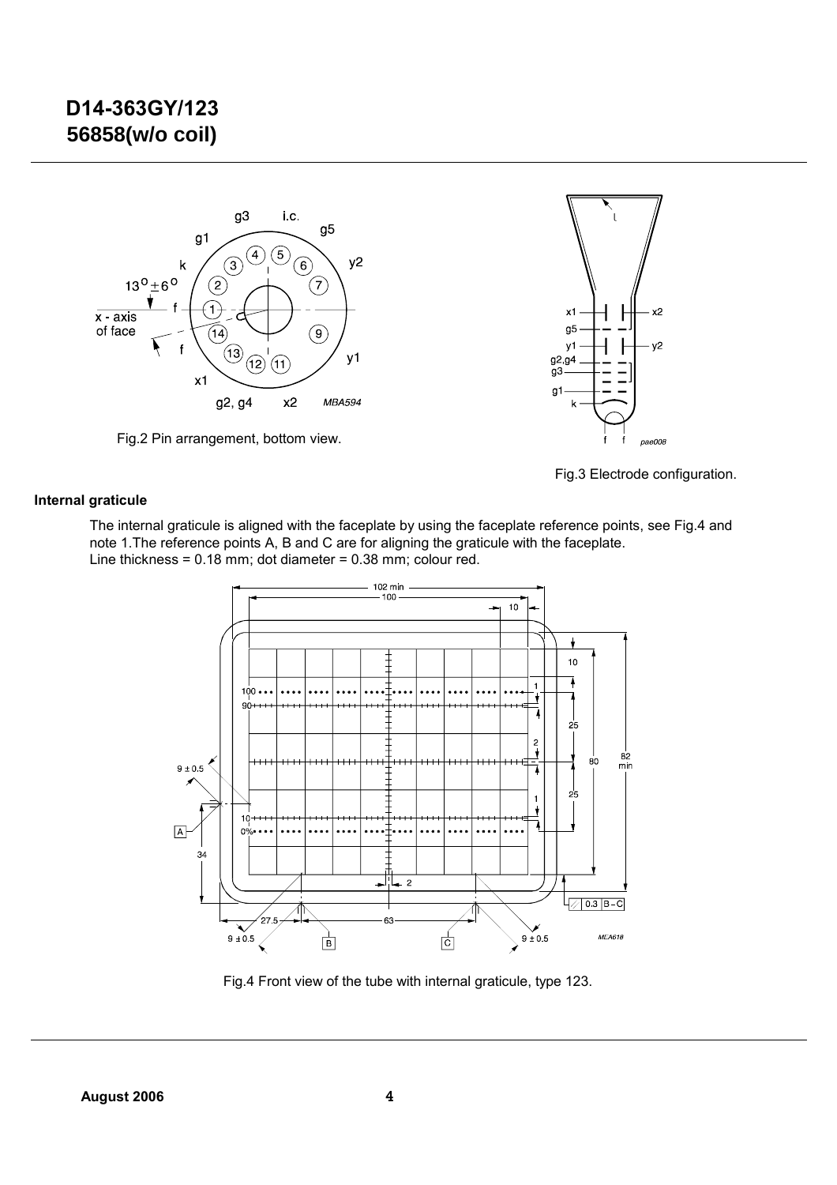# D14-363GY/123
# 56858(w/o coil)

g3 i.c.
g1 g5
k y2
13° ± 6°
f
x - axis
of face
f y1
x1
g2, g4 x2 MBA594

Fig.2 Pin arrangement, bottom view.

l
x1 x2
g5
y1 y2
g2,g4
g3
g1
k
f f pae008

Fig.3 Electrode configuration.

**Internal graticule**

The internal graticule is aligned with the faceplate by using the faceplate reference points, see Fig.4 and note 1.The reference points A, B and C are for aligning the graticule with the faceplate.
Line thickness = 0.18 mm; dot diameter = 0.38 mm; colour red.

102 min
100
10
10
100
90
1
25
2
80
82 min
9 ± 0.5
25
1
10
0%
A
34
2
0.3 B − C
27.5
63
9 ± 0.5
B
C
9 ± 0.5
MEA618

Fig.4 Front view of the tube with internal graticule, type 123.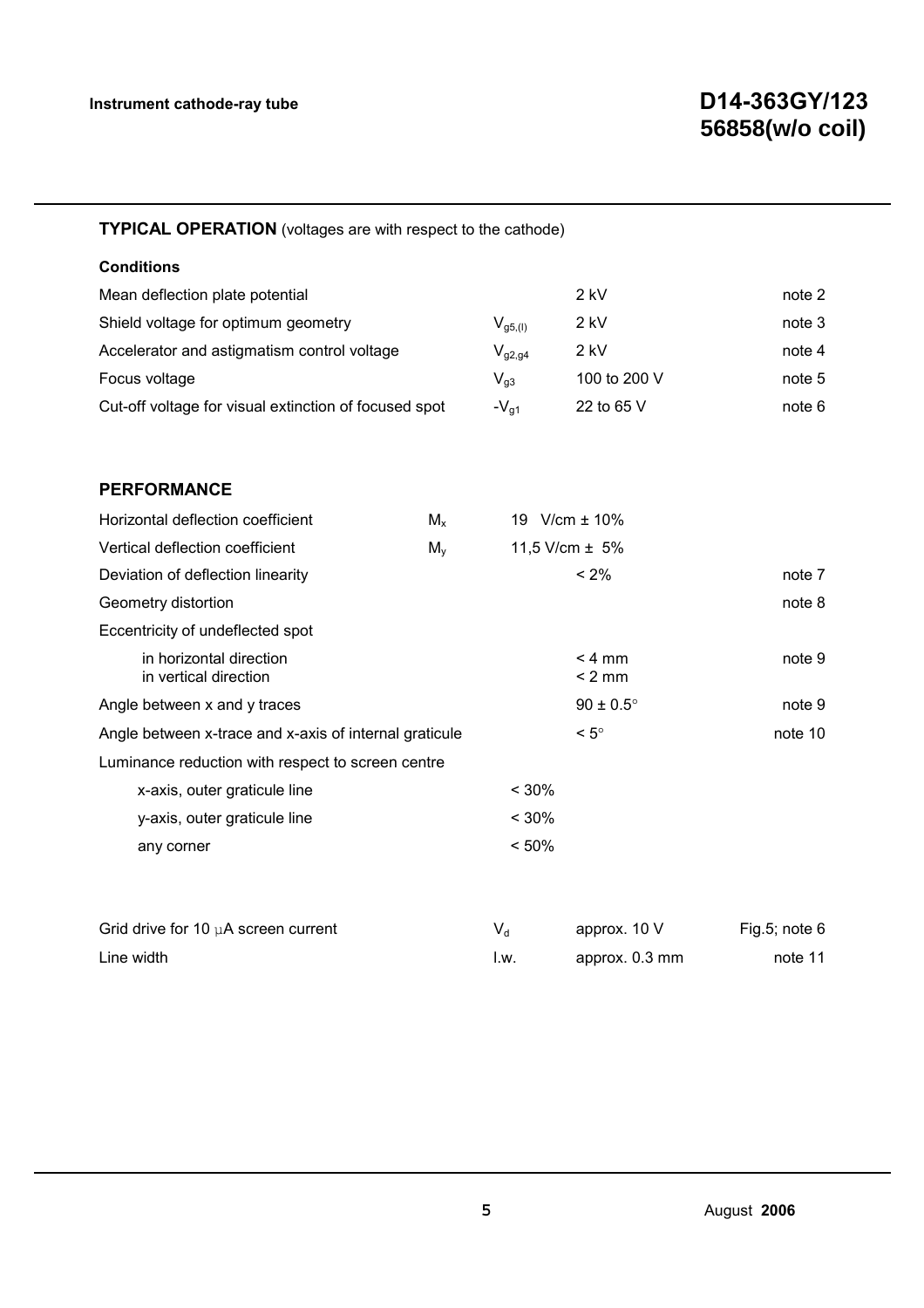## TYPICAL OPERATION (voltages are with respect to the cathode)

**Conditions**

| | | | |
|---|---|---|---|
| Mean deflection plate potential | | 2 kV | note 2 |
| Shield voltage for optimum geometry | $V_{g5,(l)}$ | 2 kV | note 3 |
| Accelerator and astigmatism control voltage | $V_{g2,g4}$ | 2 kV | note 4 |
| Focus voltage | $V_{g3}$ | 100 to 200 V | note 5 |
| Cut-off voltage for visual extinction of focused spot | $-V_{g1}$ | 22 to 65 V | note 6 |

## PERFORMANCE

| | | | |
|---|---|---|---|
| Horizontal deflection coefficient | $M_x$ | 19 V/cm ± 10% | |
| Vertical deflection coefficient | $M_y$ | 11,5 V/cm ± 5% | |
| Deviation of deflection linearity | | < 2% | note 7 |
| Geometry distortion | | | note 8 |
| Eccentricity of undeflected spot | | | |
| in horizontal direction | | < 4 mm | note 9 |
| in vertical direction | | < 2 mm | |
| Angle between x and y traces | | 90 ± 0.5° | note 9 |
| Angle between x-trace and x-axis of internal graticule | | < 5° | note 10 |
| Luminance reduction with respect to screen centre | | | |
| x-axis, outer graticule line | | < 30% | |
| y-axis, outer graticule line | | < 30% | |
| any corner | | < 50% | |

| | | | |
|---|---|---|---|
| Grid drive for 10 µA screen current | $V_d$ | approx. 10 V | Fig.5; note 6 |
| Line width | l.w. | approx. 0.3 mm | note 11 |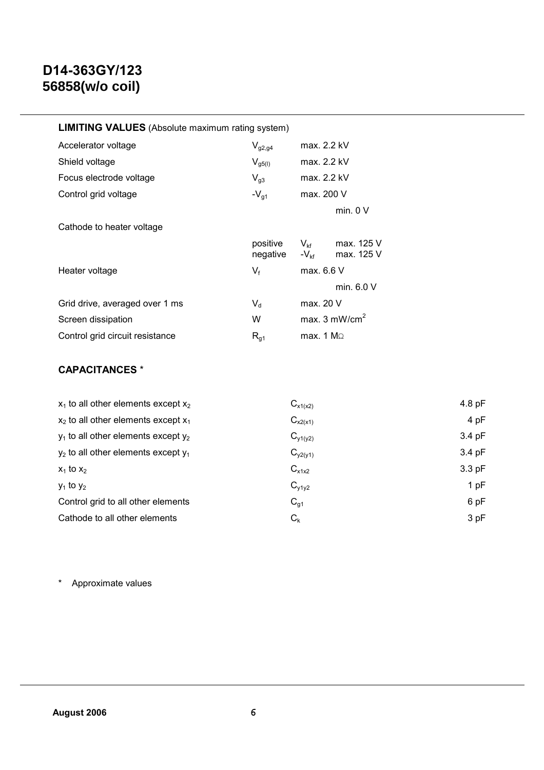# D14-363GY/123
# 56858(w/o coil)

**LIMITING VALUES** (Absolute maximum rating system)

| | | | |
|---|---|---|---|
| Accelerator voltage | $V_{g2,g4}$ | max. 2.2 kV | |
| Shield voltage | $V_{g5(l)}$ | max. 2.2 kV | |
| Focus electrode voltage | $V_{g3}$ | max. 2.2 kV | |
| Control grid voltage | $-V_{g1}$ | max. 200 V | |
| | | | min. 0 V |
| Cathode to heater voltage | | | |
| | positive | $V_{kf}$ | max. 125 V |
| | negative | $-V_{kf}$ | max. 125 V |
| Heater voltage | $V_f$ | max. 6.6 V | |
| | | | min. 6.0 V |
| Grid drive, averaged over 1 ms | $V_d$ | max. 20 V | |
| Screen dissipation | W | max. 3 $mW/cm^2$ | |
| Control grid circuit resistance | $R_{g1}$ | max. 1 MΩ | |

**CAPACITANCES** *

| | | |
|---|---|---|
| $x_1$ to all other elements except $x_2$ | $C_{x1(x2)}$ | 4.8 pF |
| $x_2$ to all other elements except $x_1$ | $C_{x2(x1)}$ | 4 pF |
| $y_1$ to all other elements except $y_2$ | $C_{y1(y2)}$ | 3.4 pF |
| $y_2$ to all other elements except $y_1$ | $C_{y2(y1)}$ | 3.4 pF |
| $x_1$ to $x_2$ | $C_{x1x2}$ | 3.3 pF |
| $y_1$ to $y_2$ | $C_{y1y2}$ | 1 pF |
| Control grid to all other elements | $C_{g1}$ | 6 pF |
| Cathode to all other elements | $C_k$ | 3 pF |

\* Approximate values

August 2006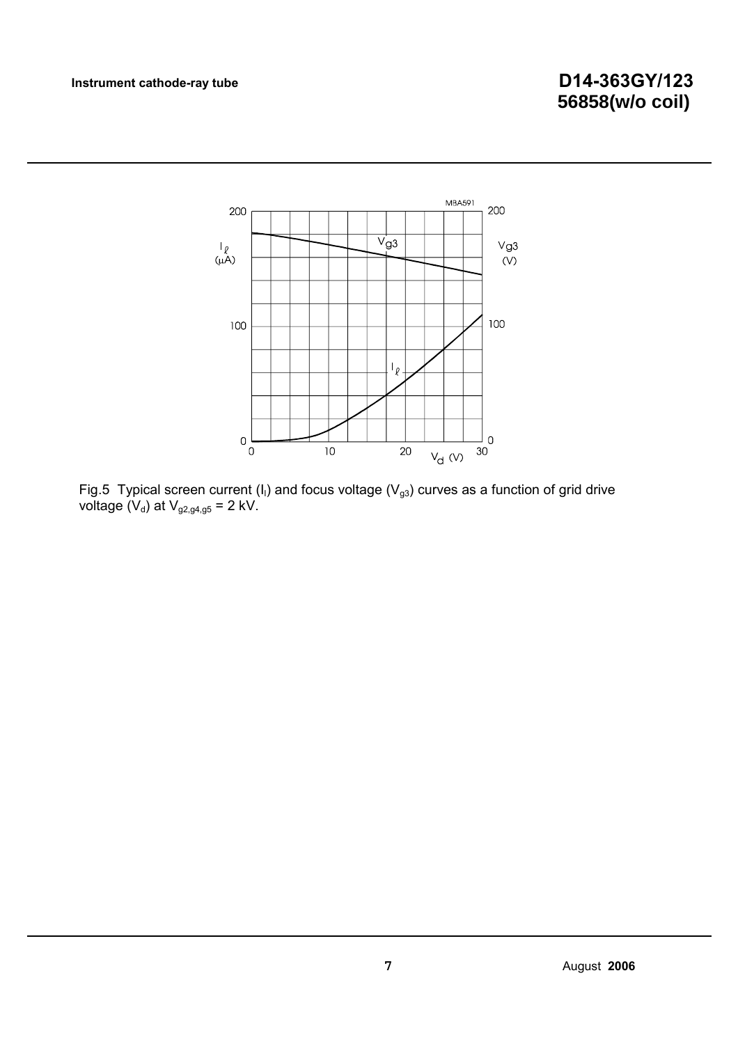MBA591

200

$I_\ell$
($\mu$A)

100

0

0 10 20 30

$V_d$ (V)

200

$V_{g3}$
(V)

100

0

$V_{g3}$

$I_\ell$

Fig.5 Typical screen current ($I_l$) and focus voltage ($V_{g3}$) curves as a function of grid drive voltage ($V_d$) at $V_{g2,g4,g5}$ = 2 kV.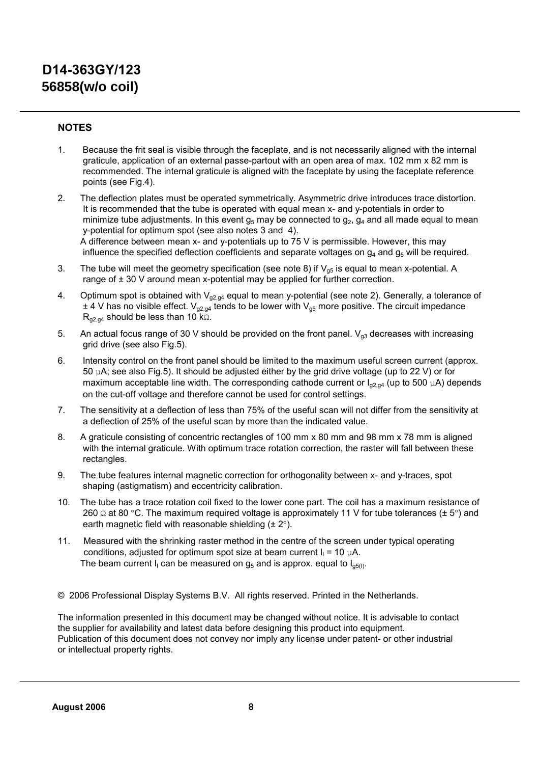# D14-363GY/123
# 56858(w/o coil)

## NOTES

1. Because the frit seal is visible through the faceplate, and is not necessarily aligned with the internal graticule, application of an external passe-partout with an open area of max. 102 mm x 82 mm is recommended. The internal graticule is aligned with the faceplate by using the faceplate reference points (see Fig.4).

2. The deflection plates must be operated symmetrically. Asymmetric drive introduces trace distortion. It is recommended that the tube is operated with equal mean x- and y-potentials in order to minimize tube adjustments. In this event $g_5$ may be connected to $g_2$, $g_4$ and all made equal to mean y-potential for optimum spot (see also notes 3 and 4).
   A difference between mean x- and y-potentials up to 75 V is permissible. However, this may influence the specified deflection coefficients and separate voltages on $g_4$ and $g_5$ will be required.

3. The tube will meet the geometry specification (see note 8) if $V_{g5}$ is equal to mean x-potential. A range of ± 30 V around mean x-potential may be applied for further correction.

4. Optimum spot is obtained with $V_{g2,g4}$ equal to mean y-potential (see note 2). Generally, a tolerance of ± 4 V has no visible effect. $V_{g2,g4}$ tends to be lower with $V_{g5}$ more positive. The circuit impedance $R_{g2,g4}$ should be less than 10 kΩ.

5. An actual focus range of 30 V should be provided on the front panel. $V_{g3}$ decreases with increasing grid drive (see also Fig.5).

6. Intensity control on the front panel should be limited to the maximum useful screen current (approx. 50 μA; see also Fig.5). It should be adjusted either by the grid drive voltage (up to 22 V) or for maximum acceptable line width. The corresponding cathode current or $I_{g2,g4}$ (up to 500 μA) depends on the cut-off voltage and therefore cannot be used for control settings.

7. The sensitivity at a deflection of less than 75% of the useful scan will not differ from the sensitivity at a deflection of 25% of the useful scan by more than the indicated value.

8. A graticule consisting of concentric rectangles of 100 mm x 80 mm and 98 mm x 78 mm is aligned with the internal graticule. With optimum trace rotation correction, the raster will fall between these rectangles.

9. The tube features internal magnetic correction for orthogonality between x- and y-traces, spot shaping (astigmatism) and eccentricity calibration.

10. The tube has a trace rotation coil fixed to the lower cone part. The coil has a maximum resistance of 260 Ω at 80 °C. The maximum required voltage is approximately 11 V for tube tolerances (± 5°) and earth magnetic field with reasonable shielding (± 2°).

11. Measured with the shrinking raster method in the centre of the screen under typical operating conditions, adjusted for optimum spot size at beam current $I_l$ = 10 μA.
    The beam current $I_l$ can be measured on $g_5$ and is approx. equal to $I_{g5(l)}$.

© 2006 Professional Display Systems B.V. All rights reserved. Printed in the Netherlands.

The information presented in this document may be changed without notice. It is advisable to contact the supplier for availability and latest data before designing this product into equipment. Publication of this document does not convey nor imply any license under patent- or other industrial or intellectual property rights.

August 2006